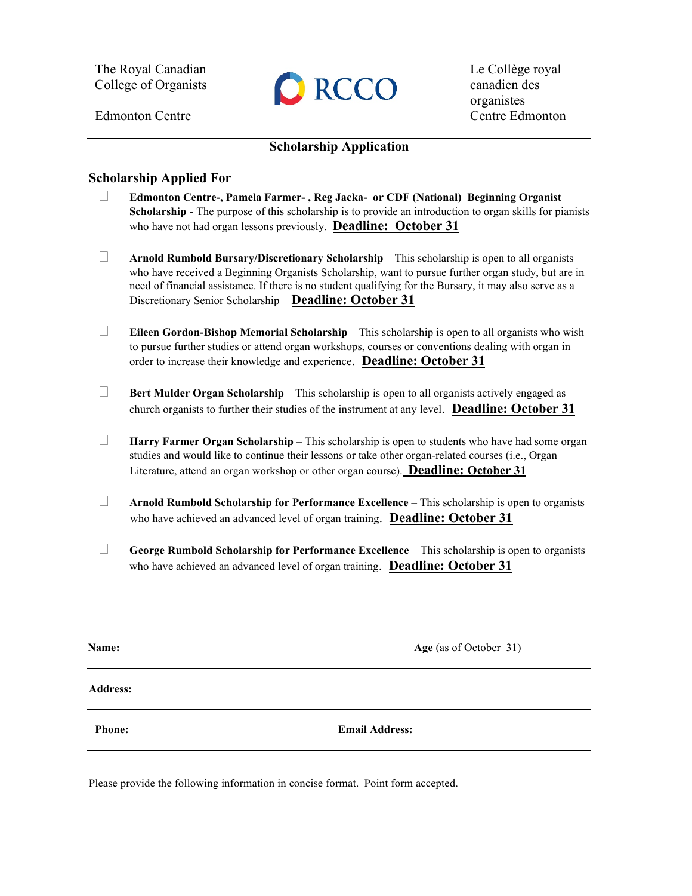The Royal Canadian College of Organists

Edmonton Centre

RCCO

Le Collège royal canadien des organistes
Centre Edmonton

## Scholarship Application

### Scholarship Applied For

- ☐ **Edmonton Centre-, Pamela Farmer- , Reg Jacka- or CDF (National) Beginning Organist Scholarship** - The purpose of this scholarship is to provide an introduction to organ skills for pianists who have not had organ lessons previously. **Deadline: October 31**

- ☐ **Arnold Rumbold Bursary/Discretionary Scholarship** – This scholarship is open to all organists who have received a Beginning Organists Scholarship, want to pursue further organ study, but are in need of financial assistance. If there is no student qualifying for the Bursary, it may also serve as a Discretionary Senior Scholarship **Deadline: October 31**

- ☐ **Eileen Gordon-Bishop Memorial Scholarship** – This scholarship is open to all organists who wish to pursue further studies or attend organ workshops, courses or conventions dealing with organ in order to increase their knowledge and experience. **Deadline: October 31**

- ☐ **Bert Mulder Organ Scholarship** – This scholarship is open to all organists actively engaged as church organists to further their studies of the instrument at any level. **Deadline: October 31**

- ☐ **Harry Farmer Organ Scholarship** – This scholarship is open to students who have had some organ studies and would like to continue their lessons or take other organ-related courses (i.e., Organ Literature, attend an organ workshop or other organ course). **Deadline: October 31**

- ☐ **Arnold Rumbold Scholarship for Performance Excellence** – This scholarship is open to organists who have achieved an advanced level of organ training. **Deadline: October 31**

- ☐ **George Rumbold Scholarship for Performance Excellence** – This scholarship is open to organists who have achieved an advanced level of organ training. **Deadline: October 31**

**Name:** &nbsp;&nbsp;&nbsp;&nbsp;&nbsp;&nbsp;&nbsp;&nbsp;&nbsp;&nbsp;&nbsp;&nbsp;&nbsp;&nbsp;&nbsp;&nbsp;&nbsp;&nbsp;&nbsp;&nbsp;&nbsp;&nbsp;&nbsp;&nbsp;&nbsp;&nbsp;&nbsp;&nbsp;&nbsp;&nbsp;&nbsp;&nbsp; **Age** (as of October 31)

**Address:**

**Phone:** &nbsp;&nbsp;&nbsp;&nbsp;&nbsp;&nbsp;&nbsp;&nbsp;&nbsp;&nbsp;&nbsp;&nbsp;&nbsp;&nbsp;&nbsp;&nbsp;&nbsp;&nbsp;&nbsp;&nbsp;&nbsp;&nbsp;&nbsp;&nbsp;&nbsp;&nbsp;&nbsp;&nbsp;&nbsp;&nbsp; **Email Address:**

Please provide the following information in concise format. Point form accepted.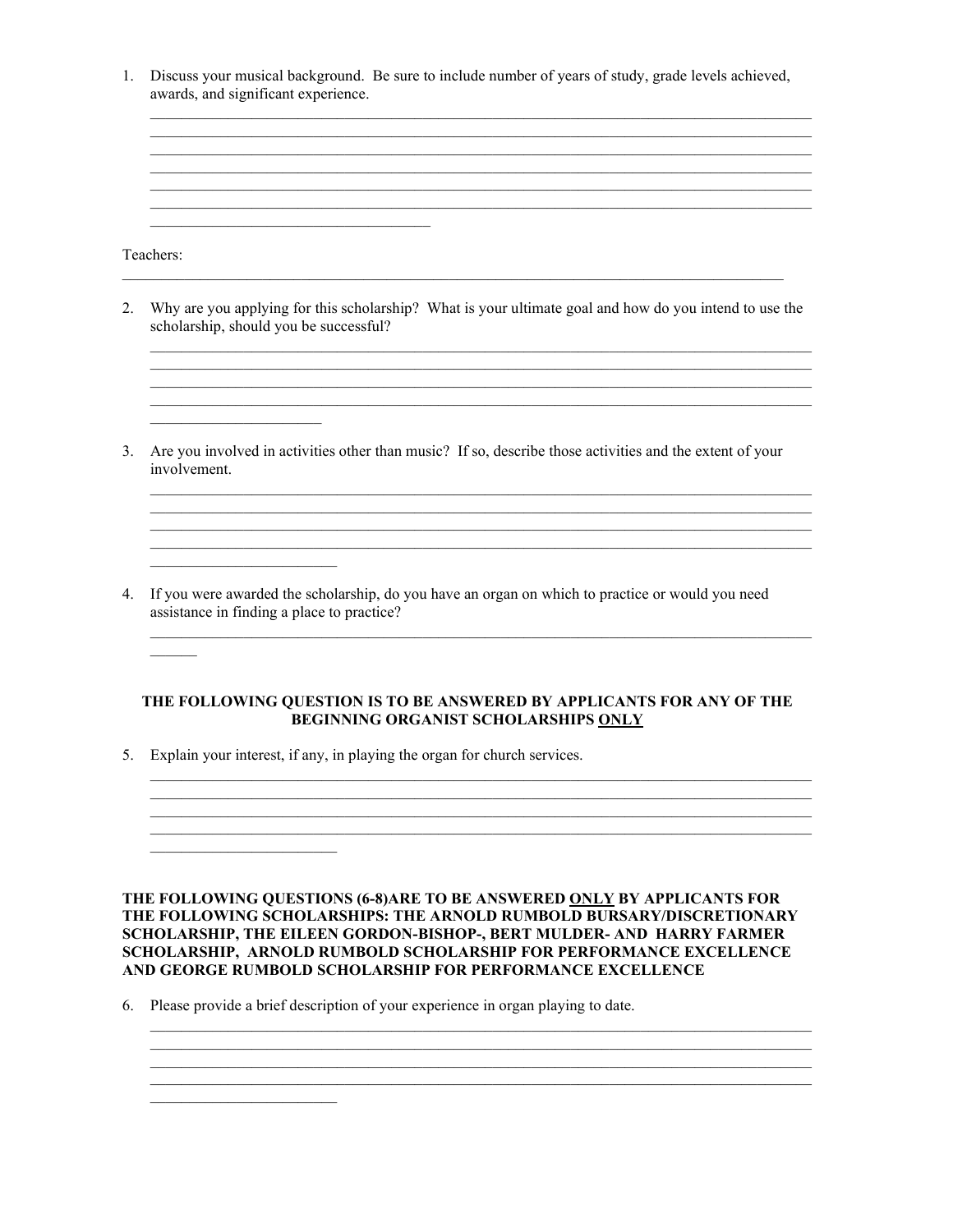1. Discuss your musical background. Be sure to include number of years of study, grade levels achieved, awards, and significant experience.

______________________________________________________________________________
______________________________________________________________________________
______________________________________________________________________________
______________________________________________________________________________
______________________________________________________________________________
______________________________________________________________________________
____________________________________

Teachers:
______________________________________________________________________________

2. Why are you applying for this scholarship? What is your ultimate goal and how do you intend to use the scholarship, should you be successful?

______________________________________________________________________________
______________________________________________________________________________
______________________________________________________________________________
______________________________________________________________________________
______________________

3. Are you involved in activities other than music? If so, describe those activities and the extent of your involvement.

______________________________________________________________________________
______________________________________________________________________________
______________________________________________________________________________
______________________________________________________________________________
________________________

4. If you were awarded the scholarship, do you have an organ on which to practice or would you need assistance in finding a place to practice?

______________________________________________________________________________
______

**THE FOLLOWING QUESTION IS TO BE ANSWERED BY APPLICANTS FOR ANY OF THE BEGINNING ORGANIST SCHOLARSHIPS ONLY**

5. Explain your interest, if any, in playing the organ for church services.

______________________________________________________________________________
______________________________________________________________________________
______________________________________________________________________________
______________________________________________________________________________
________________________

**THE FOLLOWING QUESTIONS (6-8)ARE TO BE ANSWERED ONLY BY APPLICANTS FOR THE FOLLOWING SCHOLARSHIPS: THE ARNOLD RUMBOLD BURSARY/DISCRETIONARY SCHOLARSHIP, THE EILEEN GORDON-BISHOP-, BERT MULDER- AND HARRY FARMER SCHOLARSHIP, ARNOLD RUMBOLD SCHOLARSHIP FOR PERFORMANCE EXCELLENCE AND GEORGE RUMBOLD SCHOLARSHIP FOR PERFORMANCE EXCELLENCE**

6. Please provide a brief description of your experience in organ playing to date.

______________________________________________________________________________
______________________________________________________________________________
______________________________________________________________________________
______________________________________________________________________________
________________________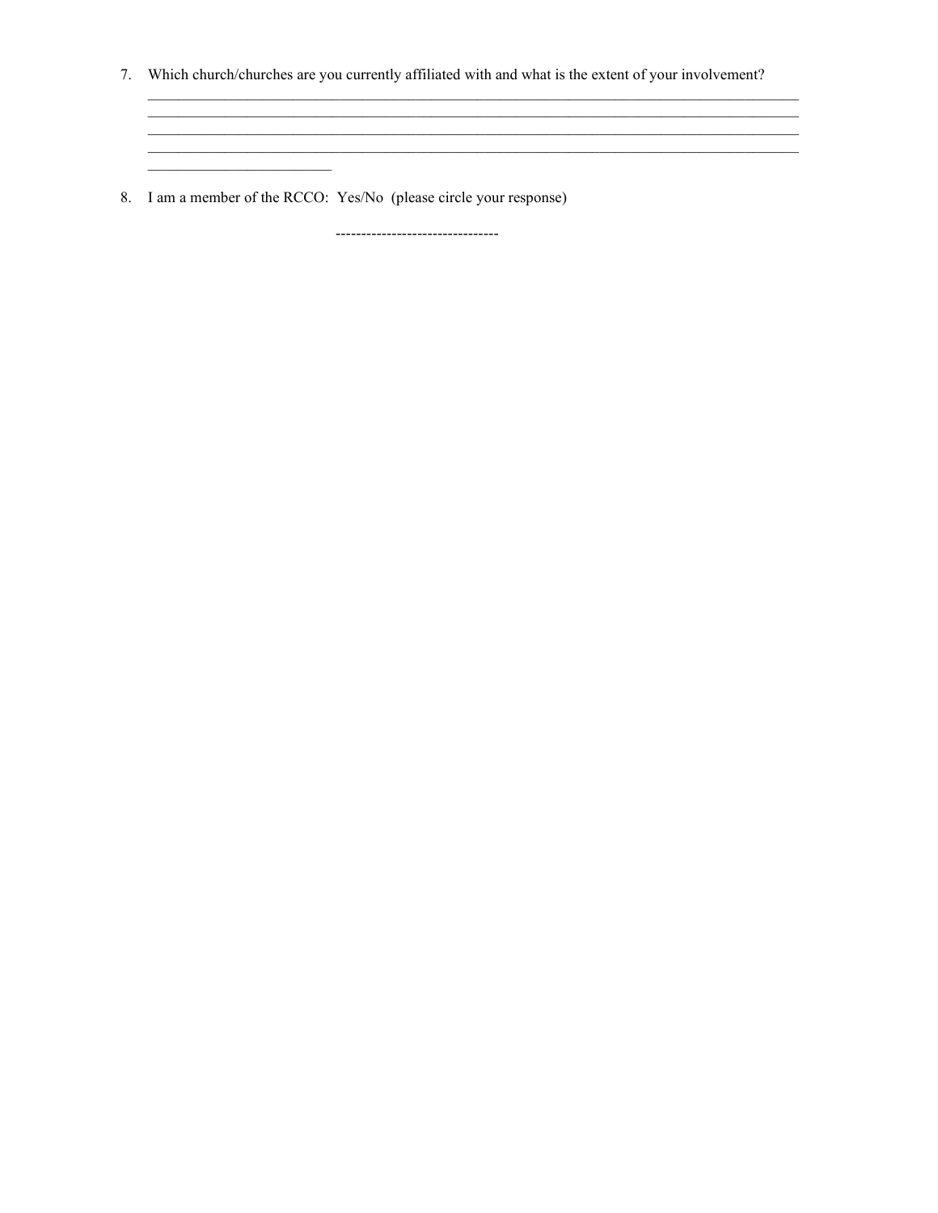7. Which church/churches are you currently affiliated with and what is the extent of your involvement?
_______________________________________________________________________________________________
_______________________________________________________________________________________________
_______________________________________________________________________________________________
_______________________________________________________________________________________________
_________________________

8. I am a member of the RCCO: Yes/No (please circle your response)

--------------------------------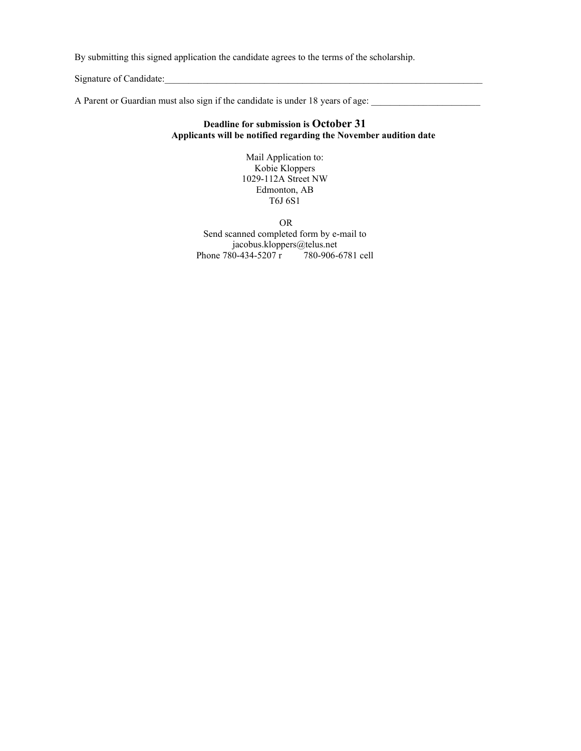By submitting this signed application the candidate agrees to the terms of the scholarship.

Signature of Candidate:_______________________________________________________________________

A Parent or Guardian must also sign if the candidate is under 18 years of age: _______________________

**Deadline for submission is October 31**
**Applicants will be notified regarding the November audition date**

Mail Application to:
Kobie Kloppers
1029-112A Street NW
Edmonton, AB
T6J 6S1

OR
Send scanned completed form by e-mail to
jacobus.kloppers@telus.net
Phone 780-434-5207 r     780-906-6781 cell